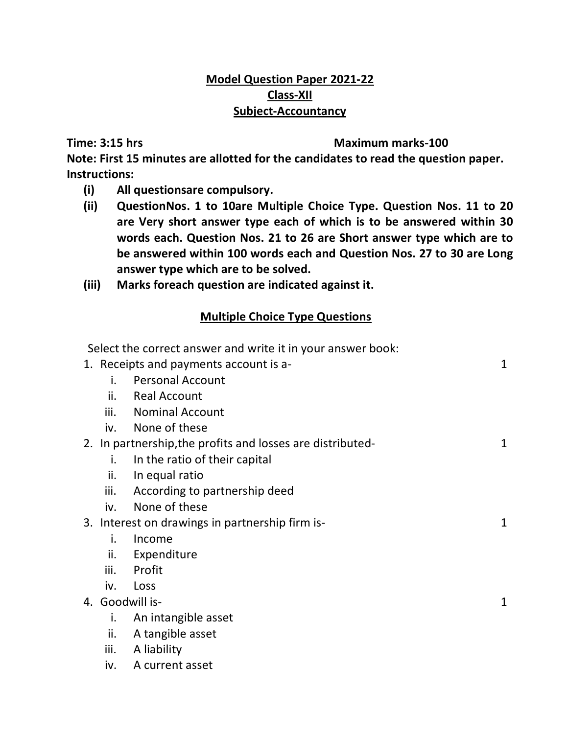# Model Question Paper 2021-22

## Class-XII

## Subject-Accountancy

**Time: 3:15 hrs** **Maximum marks-100**

**Note: First 15 minutes are allotted for the candidates to read the question paper.**

**Instructions:**

- **(i) All questionsare compulsory.**
- **(ii) QuestionNos. 1 to 10are Multiple Choice Type. Question Nos. 11 to 20 are Very short answer type each of which is to be answered within 30 words each. Question Nos. 21 to 26 are Short answer type which are to be answered within 100 words each and Question Nos. 27 to 30 are Long answer type which are to be solved.**
- **(iii) Marks foreach question are indicated against it.**

### Multiple Choice Type Questions

Select the correct answer and write it in your answer book:

1. Receipts and payments account is a- 1
   - i. Personal Account
   - ii. Real Account
   - iii. Nominal Account
   - iv. None of these
2. In partnership,the profits and losses are distributed- 1
   - i. In the ratio of their capital
   - ii. In equal ratio
   - iii. According to partnership deed
   - iv. None of these
3. Interest on drawings in partnership firm is- 1
   - i. Income
   - ii. Expenditure
   - iii. Profit
   - iv. Loss
4. Goodwill is- 1
   - i. An intangible asset
   - ii. A tangible asset
   - iii. A liability
   - iv. A current asset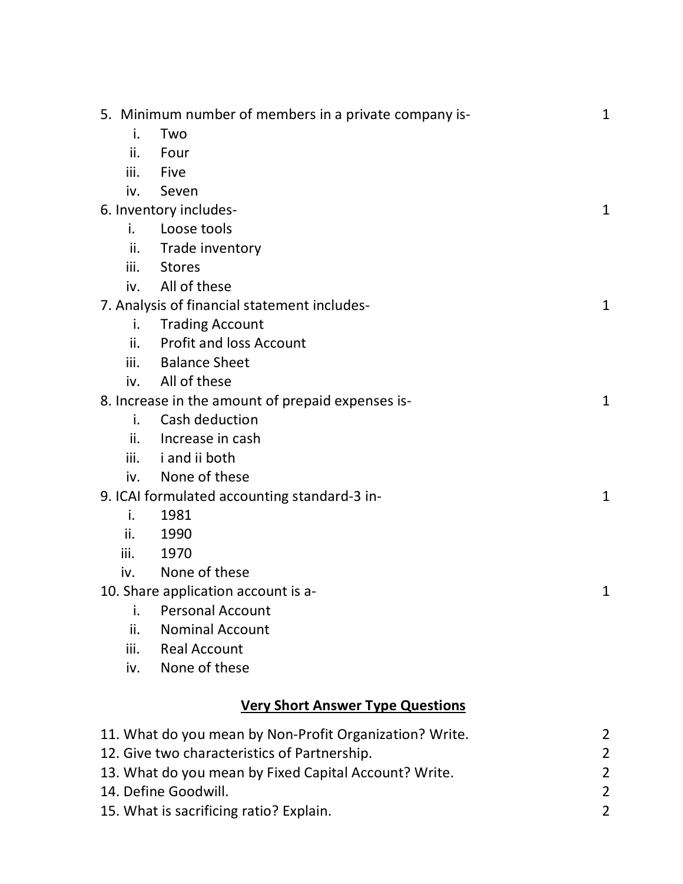5. Minimum number of members in a private company is- 1

   i. Two
   ii. Four
   iii. Five
   iv. Seven

6. Inventory includes- 1

   i. Loose tools
   ii. Trade inventory
   iii. Stores
   iv. All of these

7. Analysis of financial statement includes- 1

   i. Trading Account
   ii. Profit and loss Account
   iii. Balance Sheet
   iv. All of these

8. Increase in the amount of prepaid expenses is- 1

   i. Cash deduction
   ii. Increase in cash
   iii. i and ii both
   iv. None of these

9. ICAI formulated accounting standard-3 in- 1

   i. 1981
   ii. 1990
   iii. 1970
   iv. None of these

10. Share application account is a- 1

    i. Personal Account
    ii. Nominal Account
    iii. Real Account
    iv. None of these

## Very Short Answer Type Questions

11. What do you mean by Non-Profit Organization? Write. 2
12. Give two characteristics of Partnership. 2
13. What do you mean by Fixed Capital Account? Write. 2
14. Define Goodwill. 2
15. What is sacrificing ratio? Explain. 2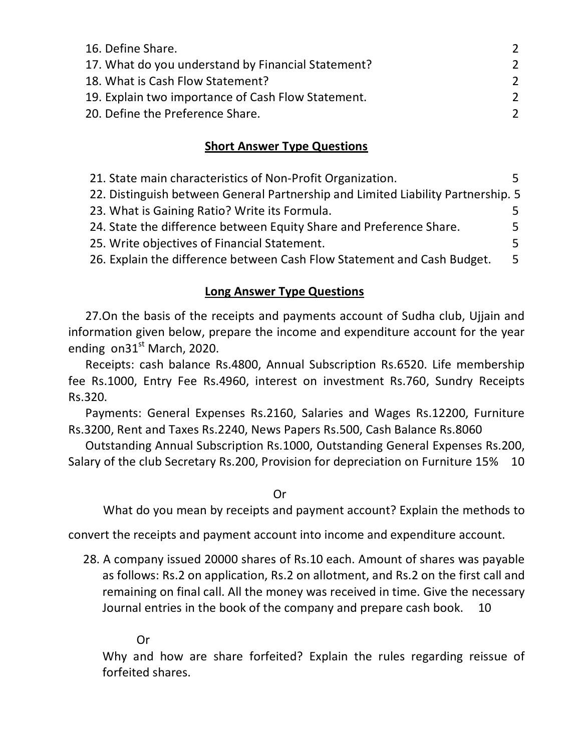16. Define Share. 2
17. What do you understand by Financial Statement? 2
18. What is Cash Flow Statement? 2
19. Explain two importance of Cash Flow Statement. 2
20. Define the Preference Share. 2

## Short Answer Type Questions

21. State main characteristics of Non-Profit Organization. 5
22. Distinguish between General Partnership and Limited Liability Partnership. 5
23. What is Gaining Ratio? Write its Formula. 5
24. State the difference between Equity Share and Preference Share. 5
25. Write objectives of Financial Statement. 5
26. Explain the difference between Cash Flow Statement and Cash Budget. 5

## Long Answer Type Questions

27. On the basis of the receipts and payments account of Sudha club, Ujjain and information given below, prepare the income and expenditure account for the year ending on 31st March, 2020.

Receipts: cash balance Rs.4800, Annual Subscription Rs.6520. Life membership fee Rs.1000, Entry Fee Rs.4960, interest on investment Rs.760, Sundry Receipts Rs.320.

Payments: General Expenses Rs.2160, Salaries and Wages Rs.12200, Furniture Rs.3200, Rent and Taxes Rs.2240, News Papers Rs.500, Cash Balance Rs.8060

Outstanding Annual Subscription Rs.1000, Outstanding General Expenses Rs.200, Salary of the club Secretary Rs.200, Provision for depreciation on Furniture 15% 10

Or

What do you mean by receipts and payment account? Explain the methods to convert the receipts and payment account into income and expenditure account.

28. A company issued 20000 shares of Rs.10 each. Amount of shares was payable as follows: Rs.2 on application, Rs.2 on allotment, and Rs.2 on the first call and remaining on final call. All the money was received in time. Give the necessary Journal entries in the book of the company and prepare cash book. 10

Or

Why and how are share forfeited? Explain the rules regarding reissue of forfeited shares.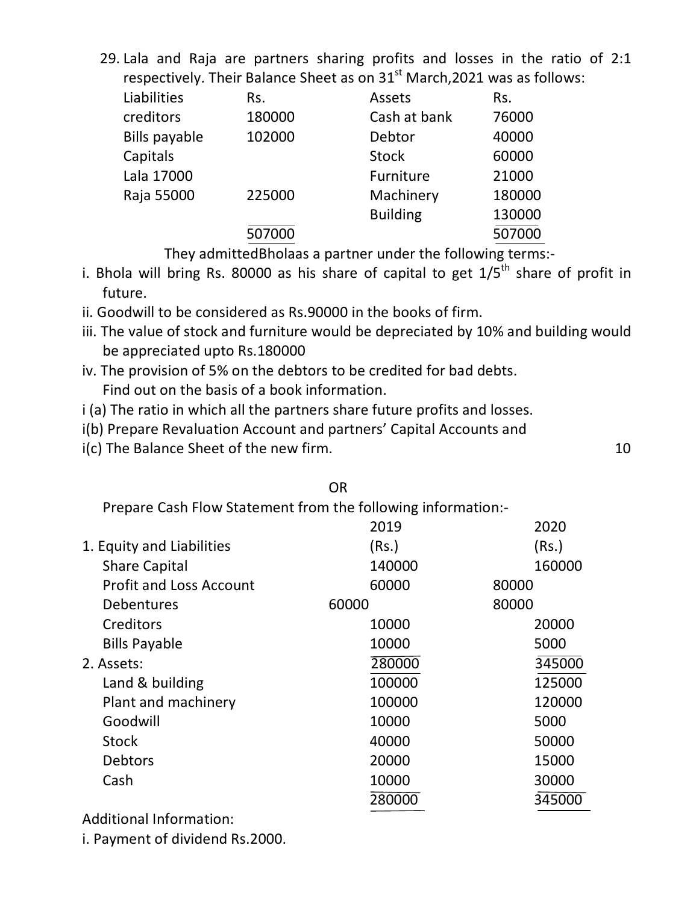29. Lala and Raja are partners sharing profits and losses in the ratio of 2:1 respectively. Their Balance Sheet as on 31st March,2021 was as follows:

| Liabilities | Rs. | Assets | Rs. |
|---|---|---|---|
| creditors | 180000 | Cash at bank | 76000 |
| Bills payable | 102000 | Debtor | 40000 |
| Capitals | | Stock | 60000 |
| Lala 17000 | | Furniture | 21000 |
| Raja 55000 | 225000 | Machinery | 180000 |
| | | Building | 130000 |
| | 507000 | | 507000 |

They admittedBholaas a partner under the following terms:-

i. Bhola will bring Rs. 80000 as his share of capital to get 1/5th share of profit in future.

ii. Goodwill to be considered as Rs.90000 in the books of firm.

iii. The value of stock and furniture would be depreciated by 10% and building would be appreciated upto Rs.180000

iv. The provision of 5% on the debtors to be credited for bad debts.

Find out on the basis of a book information.

i (a) The ratio in which all the partners share future profits and losses.

i(b) Prepare Revaluation Account and partners' Capital Accounts and

i(c) The Balance Sheet of the new firm. 10

OR

Prepare Cash Flow Statement from the following information:-

| | 2019 | 2020 |
|---|---|---|
| 1. Equity and Liabilities | (Rs.) | (Rs.) |
| Share Capital | 140000 | 160000 |
| Profit and Loss Account | 60000 | 80000 |
| Debentures | 60000 | 80000 |
| Creditors | 10000 | 20000 |
| Bills Payable | 10000 | 5000 |
| | 280000 | 345000 |
| 2. Assets: | | |
| Land & building | 100000 | 125000 |
| Plant and machinery | 100000 | 120000 |
| Goodwill | 10000 | 5000 |
| Stock | 40000 | 50000 |
| Debtors | 20000 | 15000 |
| Cash | 10000 | 30000 |
| | 280000 | 345000 |

Additional Information:

i. Payment of dividend Rs.2000.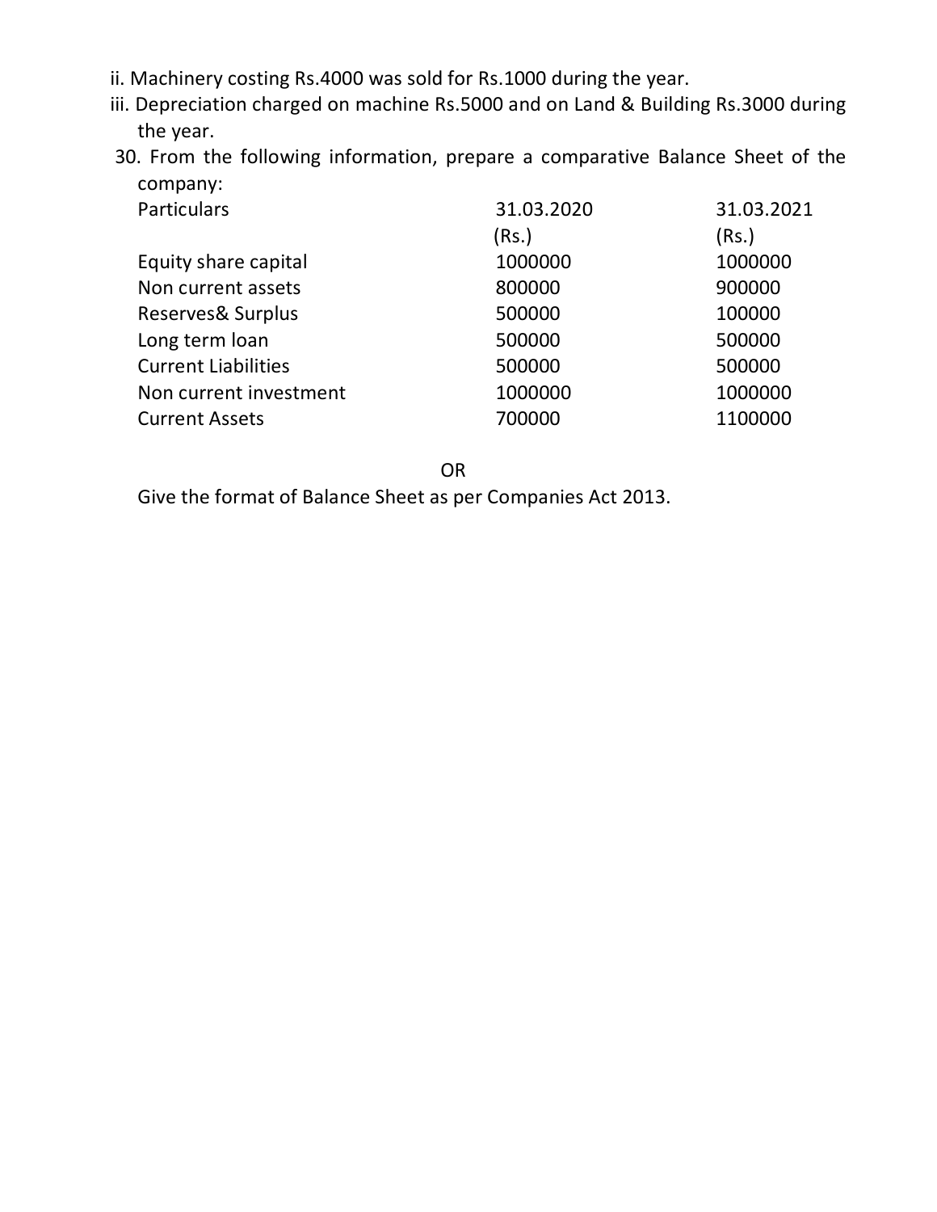ii. Machinery costing Rs.4000 was sold for Rs.1000 during the year.

iii. Depreciation charged on machine Rs.5000 and on Land & Building Rs.3000 during the year.

30. From the following information, prepare a comparative Balance Sheet of the company:

| Particulars | 31.03.2020 (Rs.) | 31.03.2021 (Rs.) |
|---|---|---|
| Equity share capital | 1000000 | 1000000 |
| Non current assets | 800000 | 900000 |
| Reserves& Surplus | 500000 | 100000 |
| Long term loan | 500000 | 500000 |
| Current Liabilities | 500000 | 500000 |
| Non current investment | 1000000 | 1000000 |
| Current Assets | 700000 | 1100000 |

OR

Give the format of Balance Sheet as per Companies Act 2013.